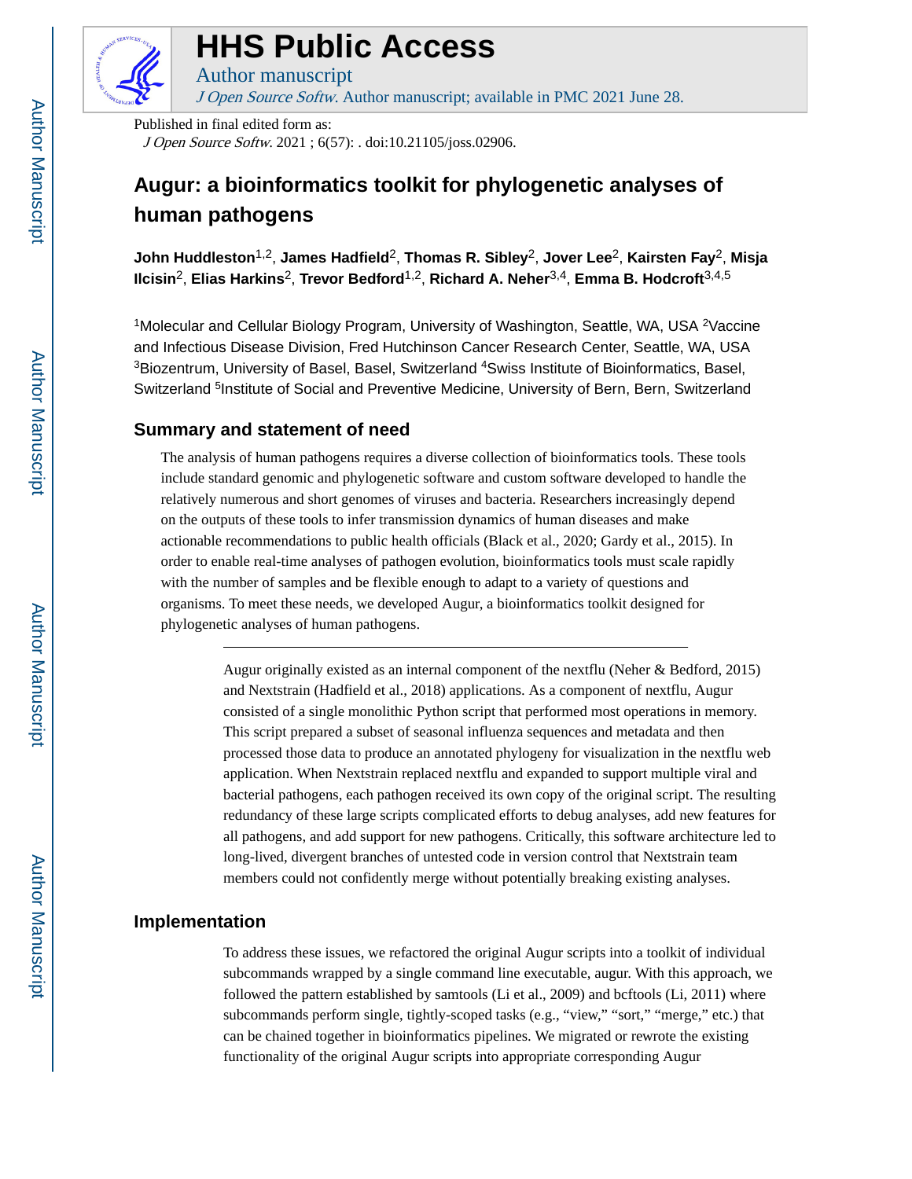# HHS Public Access

Author manuscript

*J Open Source Softw*. Author manuscript; available in PMC 2021 June 28.

Published in final edited form as:

*J Open Source Softw*. 2021 ; 6(57): . doi:10.21105/joss.02906.

# Augur: a bioinformatics toolkit for phylogenetic analyses of human pathogens

**John Huddleston**[1,2], **James Hadfield**[2], **Thomas R. Sibley**[2], **Jover Lee**[2], **Kairsten Fay**[2], **Misja Ilcisin**[2], **Elias Harkins**[2], **Trevor Bedford**[1,2], **Richard A. Neher**[3,4], **Emma B. Hodcroft**[3,4,5]

[1]Molecular and Cellular Biology Program, University of Washington, Seattle, WA, USA [2]Vaccine and Infectious Disease Division, Fred Hutchinson Cancer Research Center, Seattle, WA, USA [3]Biozentrum, University of Basel, Basel, Switzerland [4]Swiss Institute of Bioinformatics, Basel, Switzerland [5]Institute of Social and Preventive Medicine, University of Bern, Bern, Switzerland

## Summary and statement of need

The analysis of human pathogens requires a diverse collection of bioinformatics tools. These tools include standard genomic and phylogenetic software and custom software developed to handle the relatively numerous and short genomes of viruses and bacteria. Researchers increasingly depend on the outputs of these tools to infer transmission dynamics of human diseases and make actionable recommendations to public health officials (Black et al., 2020; Gardy et al., 2015). In order to enable real-time analyses of pathogen evolution, bioinformatics tools must scale rapidly with the number of samples and be flexible enough to adapt to a variety of questions and organisms. To meet these needs, we developed Augur, a bioinformatics toolkit designed for phylogenetic analyses of human pathogens.

---

Augur originally existed as an internal component of the nextflu (Neher & Bedford, 2015) and Nextstrain (Hadfield et al., 2018) applications. As a component of nextflu, Augur consisted of a single monolithic Python script that performed most operations in memory. This script prepared a subset of seasonal influenza sequences and metadata and then processed those data to produce an annotated phylogeny for visualization in the nextflu web application. When Nextstrain replaced nextflu and expanded to support multiple viral and bacterial pathogens, each pathogen received its own copy of the original script. The resulting redundancy of these large scripts complicated efforts to debug analyses, add new features for all pathogens, and add support for new pathogens. Critically, this software architecture led to long-lived, divergent branches of untested code in version control that Nextstrain team members could not confidently merge without potentially breaking existing analyses.

## Implementation

To address these issues, we refactored the original Augur scripts into a toolkit of individual subcommands wrapped by a single command line executable, augur. With this approach, we followed the pattern established by samtools (Li et al., 2009) and bcftools (Li, 2011) where subcommands perform single, tightly-scoped tasks (e.g., "view," "sort," "merge," etc.) that can be chained together in bioinformatics pipelines. We migrated or rewrote the existing functionality of the original Augur scripts into appropriate corresponding Augur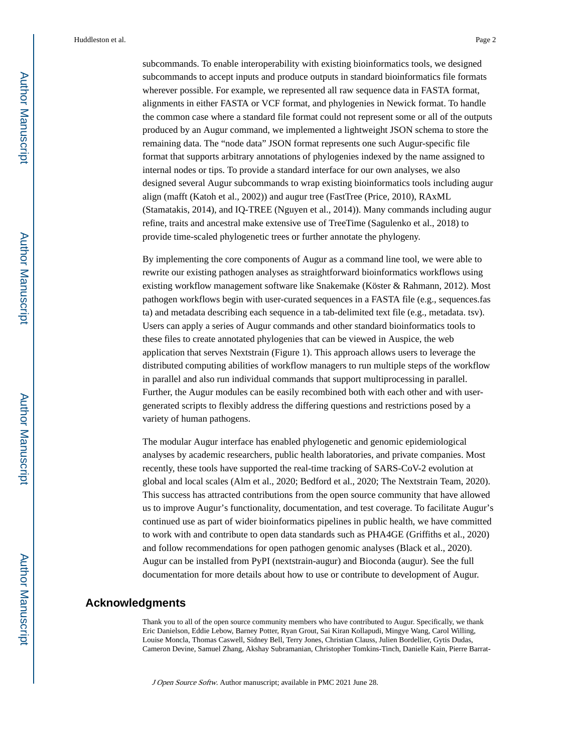subcommands. To enable interoperability with existing bioinformatics tools, we designed subcommands to accept inputs and produce outputs in standard bioinformatics file formats wherever possible. For example, we represented all raw sequence data in FASTA format, alignments in either FASTA or VCF format, and phylogenies in Newick format. To handle the common case where a standard file format could not represent some or all of the outputs produced by an Augur command, we implemented a lightweight JSON schema to store the remaining data. The "node data" JSON format represents one such Augur-specific file format that supports arbitrary annotations of phylogenies indexed by the name assigned to internal nodes or tips. To provide a standard interface for our own analyses, we also designed several Augur subcommands to wrap existing bioinformatics tools including augur align (mafft (Katoh et al., 2002)) and augur tree (FastTree (Price, 2010), RAxML (Stamatakis, 2014), and IQ-TREE (Nguyen et al., 2014)). Many commands including augur refine, traits and ancestral make extensive use of TreeTime (Sagulenko et al., 2018) to provide time-scaled phylogenetic trees or further annotate the phylogeny.

By implementing the core components of Augur as a command line tool, we were able to rewrite our existing pathogen analyses as straightforward bioinformatics workflows using existing workflow management software like Snakemake (Köster & Rahmann, 2012). Most pathogen workflows begin with user-curated sequences in a FASTA file (e.g., sequences.fasta) and metadata describing each sequence in a tab-delimited text file (e.g., metadata. tsv). Users can apply a series of Augur commands and other standard bioinformatics tools to these files to create annotated phylogenies that can be viewed in Auspice, the web application that serves Nextstrain (Figure 1). This approach allows users to leverage the distributed computing abilities of workflow managers to run multiple steps of the workflow in parallel and also run individual commands that support multiprocessing in parallel. Further, the Augur modules can be easily recombined both with each other and with user-generated scripts to flexibly address the differing questions and restrictions posed by a variety of human pathogens.

The modular Augur interface has enabled phylogenetic and genomic epidemiological analyses by academic researchers, public health laboratories, and private companies. Most recently, these tools have supported the real-time tracking of SARS-CoV-2 evolution at global and local scales (Alm et al., 2020; Bedford et al., 2020; The Nextstrain Team, 2020). This success has attracted contributions from the open source community that have allowed us to improve Augur's functionality, documentation, and test coverage. To facilitate Augur's continued use as part of wider bioinformatics pipelines in public health, we have committed to work with and contribute to open data standards such as PHA4GE (Griffiths et al., 2020) and follow recommendations for open pathogen genomic analyses (Black et al., 2020). Augur can be installed from PyPI (nextstrain-augur) and Bioconda (augur). See the full documentation for more details about how to use or contribute to development of Augur.

## Acknowledgments

Thank you to all of the open source community members who have contributed to Augur. Specifically, we thank Eric Danielson, Eddie Lebow, Barney Potter, Ryan Grout, Sai Kiran Kollapudi, Mingye Wang, Carol Willing, Louise Moncla, Thomas Caswell, Sidney Bell, Terry Jones, Christian Clauss, Julien Bordellier, Gytis Dudas, Cameron Devine, Samuel Zhang, Akshay Subramanian, Christopher Tomkins-Tinch, Danielle Kain, Pierre Barrat-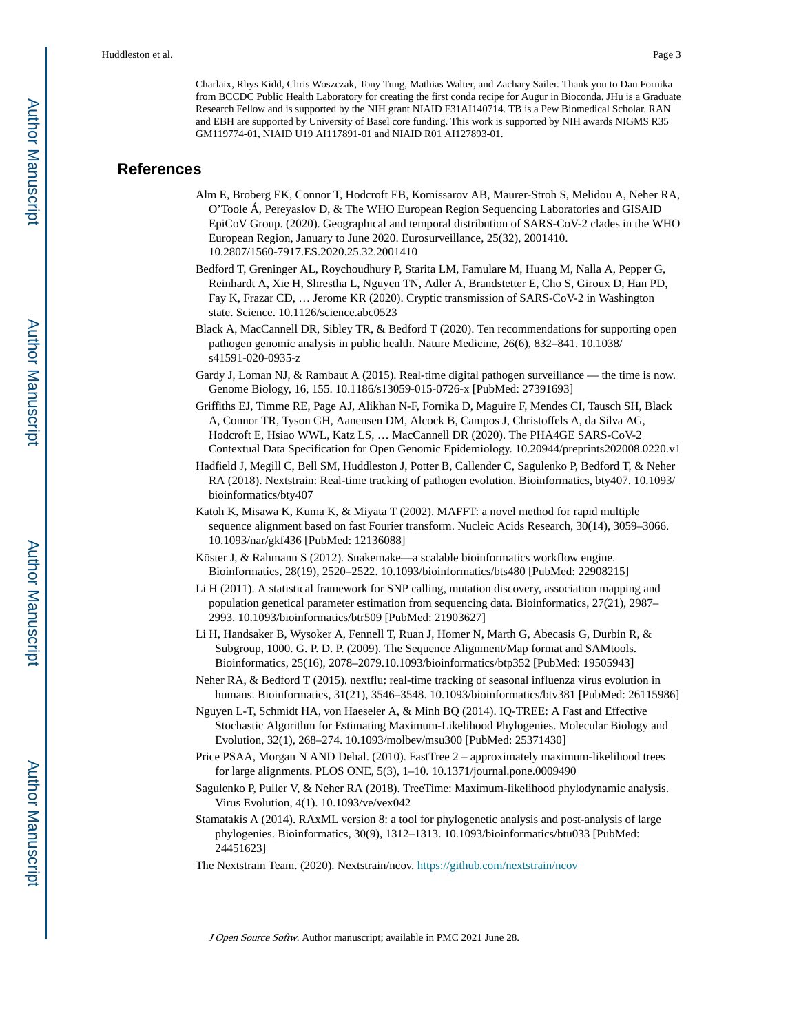Charlaix, Rhys Kidd, Chris Woszczak, Tony Tung, Mathias Walter, and Zachary Sailer. Thank you to Dan Fornika from BCCDC Public Health Laboratory for creating the first conda recipe for Augur in Bioconda. JHu is a Graduate Research Fellow and is supported by the NIH grant NIAID F31AI140714. TB is a Pew Biomedical Scholar. RAN and EBH are supported by University of Basel core funding. This work is supported by NIH awards NIGMS R35 GM119774-01, NIAID U19 AI117891-01 and NIAID R01 AI127893-01.

## References

Alm E, Broberg EK, Connor T, Hodcroft EB, Komissarov AB, Maurer-Stroh S, Melidou A, Neher RA, O'Toole Á, Pereyaslov D, & The WHO European Region Sequencing Laboratories and GISAID EpiCoV Group. (2020). Geographical and temporal distribution of SARS-CoV-2 clades in the WHO European Region, January to June 2020. Eurosurveillance, 25(32), 2001410. 10.2807/1560-7917.ES.2020.25.32.2001410

Bedford T, Greninger AL, Roychoudhury P, Starita LM, Famulare M, Huang M, Nalla A, Pepper G, Reinhardt A, Xie H, Shrestha L, Nguyen TN, Adler A, Brandstetter E, Cho S, Giroux D, Han PD, Fay K, Frazar CD, … Jerome KR (2020). Cryptic transmission of SARS-CoV-2 in Washington state. Science. 10.1126/science.abc0523

Black A, MacCannell DR, Sibley TR, & Bedford T (2020). Ten recommendations for supporting open pathogen genomic analysis in public health. Nature Medicine, 26(6), 832–841. 10.1038/s41591-020-0935-z

Gardy J, Loman NJ, & Rambaut A (2015). Real-time digital pathogen surveillance — the time is now. Genome Biology, 16, 155. 10.1186/s13059-015-0726-x [PubMed: 27391693]

Griffiths EJ, Timme RE, Page AJ, Alikhan N-F, Fornika D, Maguire F, Mendes CI, Tausch SH, Black A, Connor TR, Tyson GH, Aanensen DM, Alcock B, Campos J, Christoffels A, da Silva AG, Hodcroft E, Hsiao WWL, Katz LS, … MacCannell DR (2020). The PHA4GE SARS-CoV-2 Contextual Data Specification for Open Genomic Epidemiology. 10.20944/preprints202008.0220.v1

Hadfield J, Megill C, Bell SM, Huddleston J, Potter B, Callender C, Sagulenko P, Bedford T, & Neher RA (2018). Nextstrain: Real-time tracking of pathogen evolution. Bioinformatics, bty407. 10.1093/bioinformatics/bty407

Katoh K, Misawa K, Kuma K, & Miyata T (2002). MAFFT: a novel method for rapid multiple sequence alignment based on fast Fourier transform. Nucleic Acids Research, 30(14), 3059–3066. 10.1093/nar/gkf436 [PubMed: 12136088]

Köster J, & Rahmann S (2012). Snakemake—a scalable bioinformatics workflow engine. Bioinformatics, 28(19), 2520–2522. 10.1093/bioinformatics/bts480 [PubMed: 22908215]

Li H (2011). A statistical framework for SNP calling, mutation discovery, association mapping and population genetical parameter estimation from sequencing data. Bioinformatics, 27(21), 2987–2993. 10.1093/bioinformatics/btr509 [PubMed: 21903627]

Li H, Handsaker B, Wysoker A, Fennell T, Ruan J, Homer N, Marth G, Abecasis G, Durbin R, & Subgroup, 1000. G. P. D. P. (2009). The Sequence Alignment/Map format and SAMtools. Bioinformatics, 25(16), 2078–2079.10.1093/bioinformatics/btp352 [PubMed: 19505943]

Neher RA, & Bedford T (2015). nextflu: real-time tracking of seasonal influenza virus evolution in humans. Bioinformatics, 31(21), 3546–3548. 10.1093/bioinformatics/btv381 [PubMed: 26115986]

Nguyen L-T, Schmidt HA, von Haeseler A, & Minh BQ (2014). IQ-TREE: A Fast and Effective Stochastic Algorithm for Estimating Maximum-Likelihood Phylogenies. Molecular Biology and Evolution, 32(1), 268–274. 10.1093/molbev/msu300 [PubMed: 25371430]

Price PSAA, Morgan N AND Dehal. (2010). FastTree 2 – approximately maximum-likelihood trees for large alignments. PLOS ONE, 5(3), 1–10. 10.1371/journal.pone.0009490

Sagulenko P, Puller V, & Neher RA (2018). TreeTime: Maximum-likelihood phylodynamic analysis. Virus Evolution, 4(1). 10.1093/ve/vex042

Stamatakis A (2014). RAxML version 8: a tool for phylogenetic analysis and post-analysis of large phylogenies. Bioinformatics, 30(9), 1312–1313. 10.1093/bioinformatics/btu033 [PubMed: 24451623]

The Nextstrain Team. (2020). Nextstrain/ncov. https://github.com/nextstrain/ncov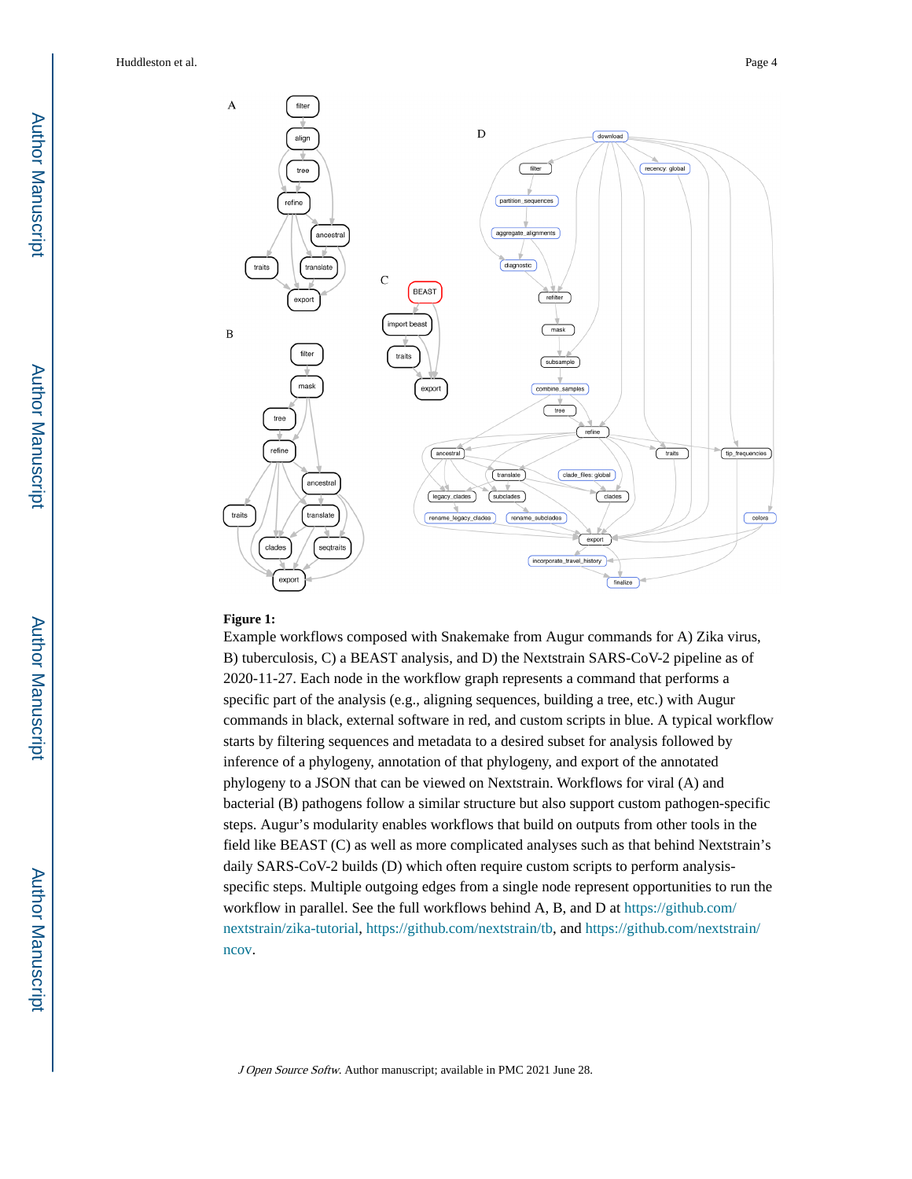A

filter
align
tree
refine
ancestral
traits
translate
export

B

filter
mask
tree
refine
ancestral
traits
translate
clades
seqtraits
export

C

BEAST
import beast
traits
export

D

download
filter
recency: global
partition_sequences
aggregate_alignments
diagnostic
refilter
mask
subsample
combine_samples
tree
refine
ancestral
traits
tip_frequencies
translate
clade_files: global
legacy_clades
subclades
clades
rename_legacy_clades
rename_subclades
colors
export
incorporate_travel_history
finalize

**Figure 1:**

Example workflows composed with Snakemake from Augur commands for A) Zika virus, B) tuberculosis, C) a BEAST analysis, and D) the Nextstrain SARS-CoV-2 pipeline as of 2020-11-27. Each node in the workflow graph represents a command that performs a specific part of the analysis (e.g., aligning sequences, building a tree, etc.) with Augur commands in black, external software in red, and custom scripts in blue. A typical workflow starts by filtering sequences and metadata to a desired subset for analysis followed by inference of a phylogeny, annotation of that phylogeny, and export of the annotated phylogeny to a JSON that can be viewed on Nextstrain. Workflows for viral (A) and bacterial (B) pathogens follow a similar structure but also support custom pathogen-specific steps. Augur's modularity enables workflows that build on outputs from other tools in the field like BEAST (C) as well as more complicated analyses such as that behind Nextstrain's daily SARS-CoV-2 builds (D) which often require custom scripts to perform analysis-specific steps. Multiple outgoing edges from a single node represent opportunities to run the workflow in parallel. See the full workflows behind A, B, and D at https://github.com/nextstrain/zika-tutorial, https://github.com/nextstrain/tb, and https://github.com/nextstrain/ncov.